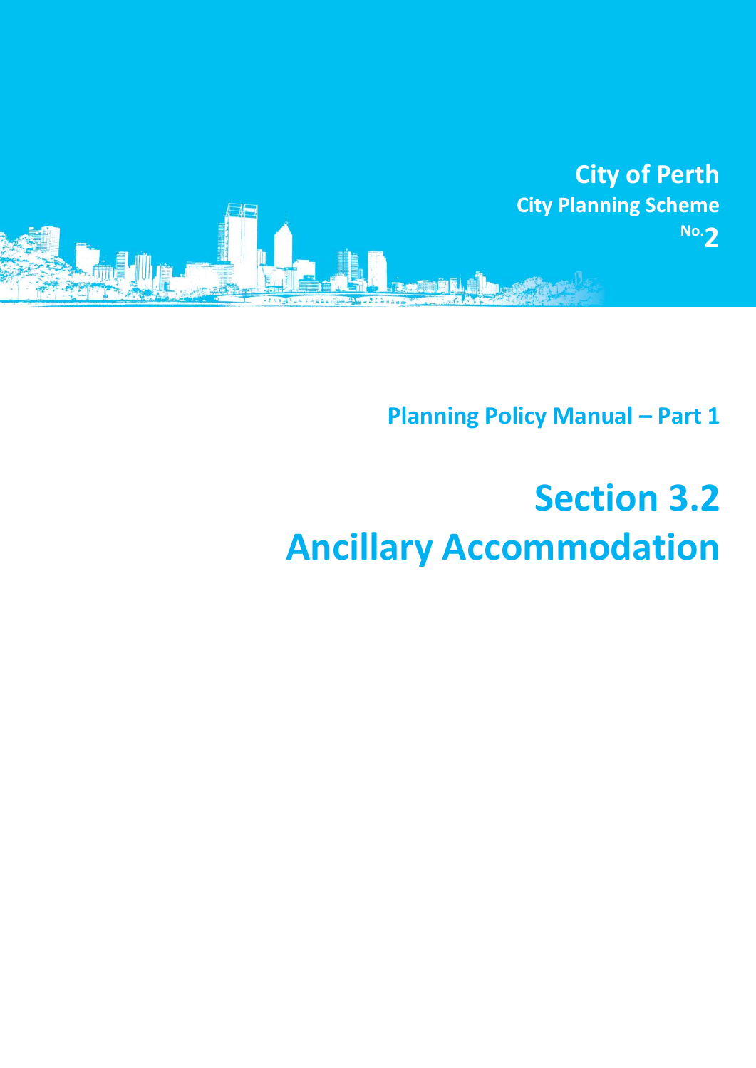**City of Perth**
**City Planning Scheme**
**No. 2**

**Planning Policy Manual – Part 1**

# Section 3.2
# Ancillary Accommodation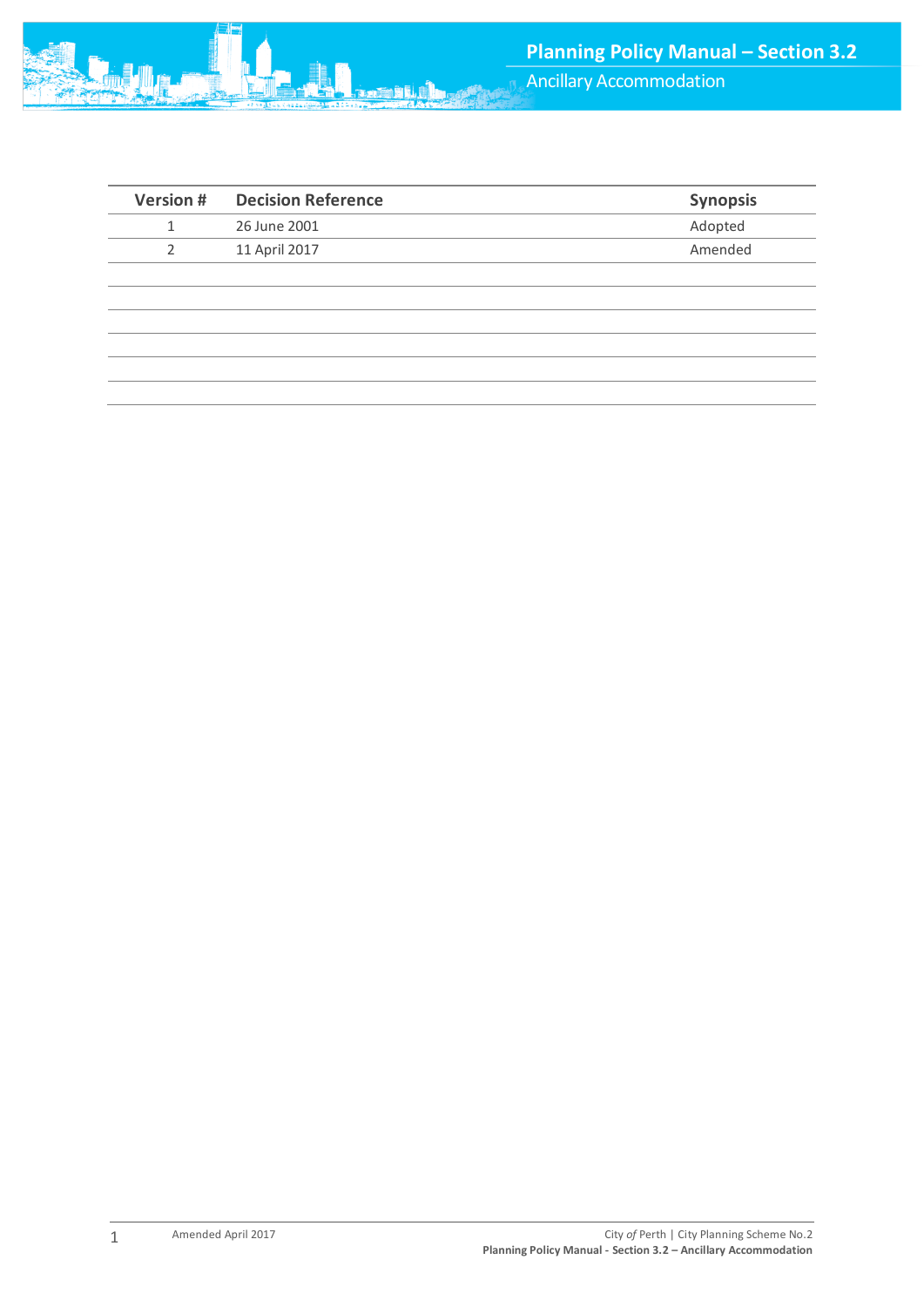| Version # | Decision Reference | Synopsis |
|---|---|---|
| 1 | 26 June 2001 | Adopted |
| 2 | 11 April 2017 | Amended |
| | | |
| | | |
| | | |
| | | |
| | | |
| | | |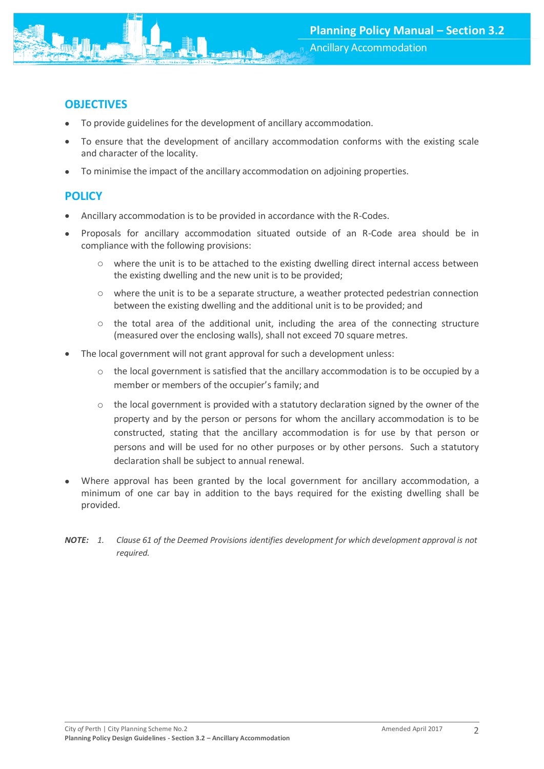## OBJECTIVES

- To provide guidelines for the development of ancillary accommodation.
- To ensure that the development of ancillary accommodation conforms with the existing scale and character of the locality.
- To minimise the impact of the ancillary accommodation on adjoining properties.

## POLICY

- Ancillary accommodation is to be provided in accordance with the R-Codes.
- Proposals for ancillary accommodation situated outside of an R-Code area should be in compliance with the following provisions:
  - where the unit is to be attached to the existing dwelling direct internal access between the existing dwelling and the new unit is to be provided;
  - where the unit is to be a separate structure, a weather protected pedestrian connection between the existing dwelling and the additional unit is to be provided; and
  - the total area of the additional unit, including the area of the connecting structure (measured over the enclosing walls), shall not exceed 70 square metres.
- The local government will not grant approval for such a development unless:
  - the local government is satisfied that the ancillary accommodation is to be occupied by a member or members of the occupier's family; and
  - the local government is provided with a statutory declaration signed by the owner of the property and by the person or persons for whom the ancillary accommodation is to be constructed, stating that the ancillary accommodation is for use by that person or persons and will be used for no other purposes or by other persons. Such a statutory declaration shall be subject to annual renewal.
- Where approval has been granted by the local government for ancillary accommodation, a minimum of one car bay in addition to the bays required for the existing dwelling shall be provided.

**NOTE:** 1. *Clause 61 of the Deemed Provisions identifies development for which development approval is not required.*